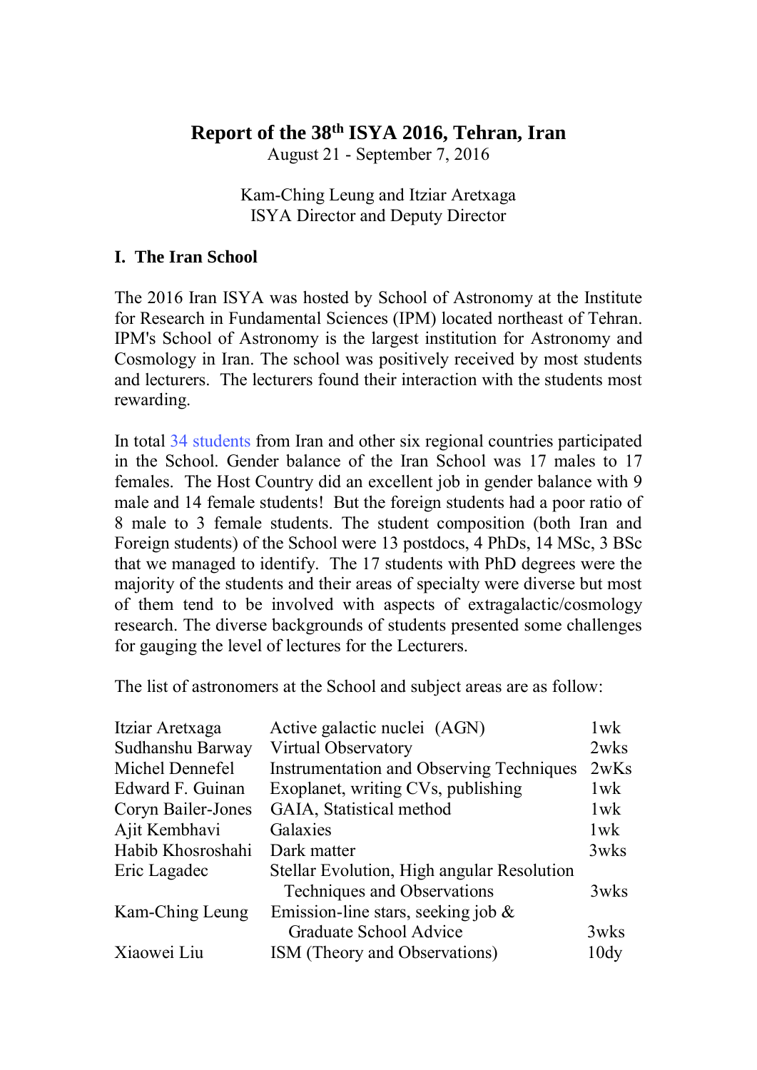# Report of the 38th ISYA 2016, Tehran, Iran

August 21 - September 7, 2016

Kam-Ching Leung and Itziar Aretxaga
ISYA Director and Deputy Director

## I. The Iran School

The 2016 Iran ISYA was hosted by School of Astronomy at the Institute for Research in Fundamental Sciences (IPM) located northeast of Tehran. IPM's School of Astronomy is the largest institution for Astronomy and Cosmology in Iran. The school was positively received by most students and lecturers. The lecturers found their interaction with the students most rewarding.

In total 34 students from Iran and other six regional countries participated in the School. Gender balance of the Iran School was 17 males to 17 females. The Host Country did an excellent job in gender balance with 9 male and 14 female students! But the foreign students had a poor ratio of 8 male to 3 female students. The student composition (both Iran and Foreign students) of the School were 13 postdocs, 4 PhDs, 14 MSc, 3 BSc that we managed to identify. The 17 students with PhD degrees were the majority of the students and their areas of specialty were diverse but most of them tend to be involved with aspects of extragalactic/cosmology research. The diverse backgrounds of students presented some challenges for gauging the level of lectures for the Lecturers.

The list of astronomers at the School and subject areas are as follow:

| | | |
|---|---|---|
| Itziar Aretxaga | Active galactic nuclei (AGN) | 1wk |
| Sudhanshu Barway | Virtual Observatory | 2wks |
| Michel Dennefel | Instrumentation and Observing Techniques | 2wKs |
| Edward F. Guinan | Exoplanet, writing CVs, publishing | 1wk |
| Coryn Bailer-Jones | GAIA, Statistical method | 1wk |
| Ajit Kembhavi | Galaxies | 1wk |
| Habib Khosroshahi | Dark matter | 3wks |
| Eric Lagadec | Stellar Evolution, High angular Resolution Techniques and Observations | 3wks |
| Kam-Ching Leung | Emission-line stars, seeking job & Graduate School Advice | 3wks |
| Xiaowei Liu | ISM (Theory and Observations) | 10dy |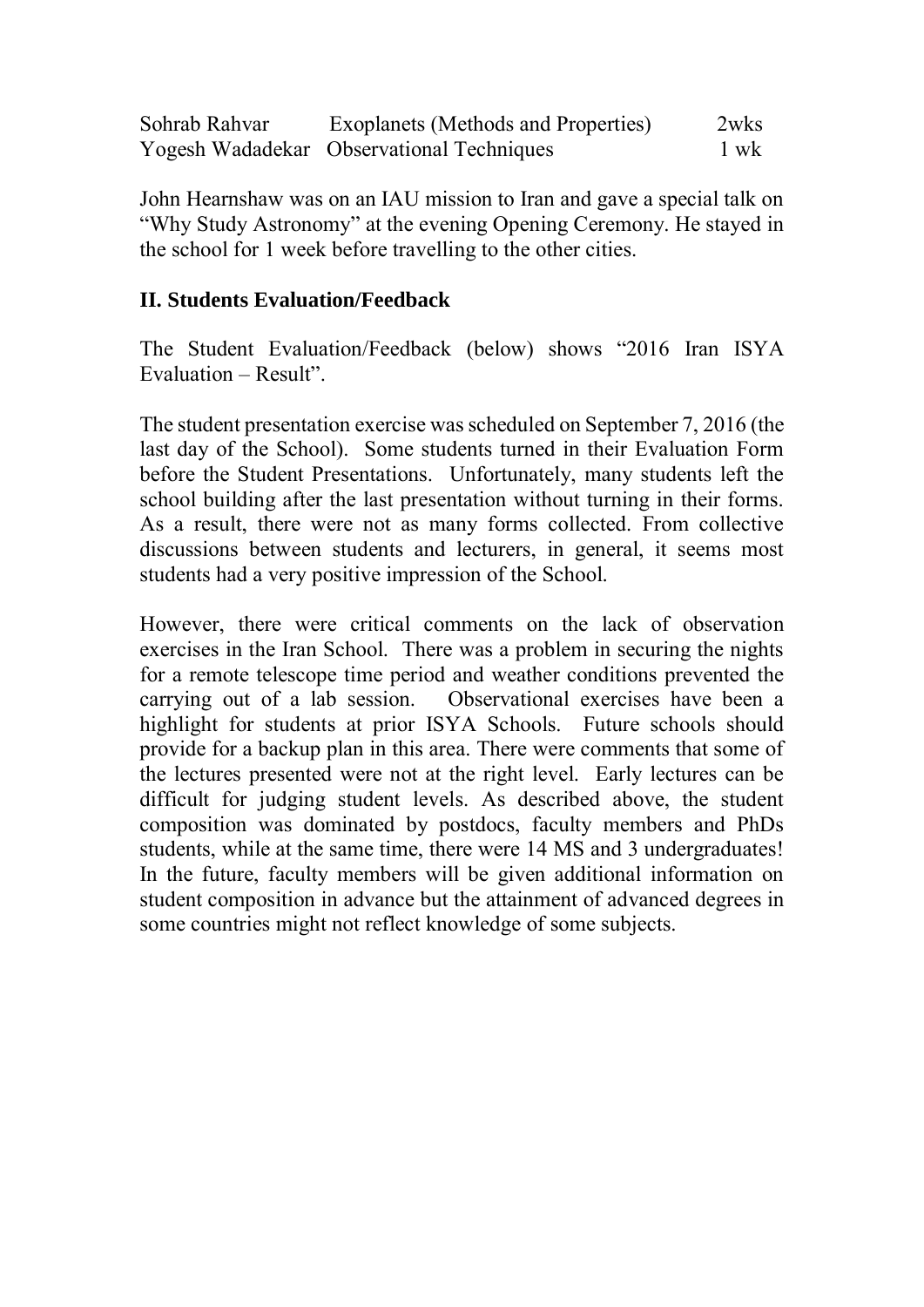| | | |
|---|---|---|
| Sohrab Rahvar | Exoplanets (Methods and Properties) | 2wks |
| Yogesh Wadadekar | Observational Techniques | 1 wk |

John Hearnshaw was on an IAU mission to Iran and gave a special talk on "Why Study Astronomy" at the evening Opening Ceremony. He stayed in the school for 1 week before travelling to the other cities.

## II. Students Evaluation/Feedback

The Student Evaluation/Feedback (below) shows "2016 Iran ISYA Evaluation – Result".

The student presentation exercise was scheduled on September 7, 2016 (the last day of the School). Some students turned in their Evaluation Form before the Student Presentations. Unfortunately, many students left the school building after the last presentation without turning in their forms. As a result, there were not as many forms collected. From collective discussions between students and lecturers, in general, it seems most students had a very positive impression of the School.

However, there were critical comments on the lack of observation exercises in the Iran School. There was a problem in securing the nights for a remote telescope time period and weather conditions prevented the carrying out of a lab session. Observational exercises have been a highlight for students at prior ISYA Schools. Future schools should provide for a backup plan in this area. There were comments that some of the lectures presented were not at the right level. Early lectures can be difficult for judging student levels. As described above, the student composition was dominated by postdocs, faculty members and PhDs students, while at the same time, there were 14 MS and 3 undergraduates! In the future, faculty members will be given additional information on student composition in advance but the attainment of advanced degrees in some countries might not reflect knowledge of some subjects.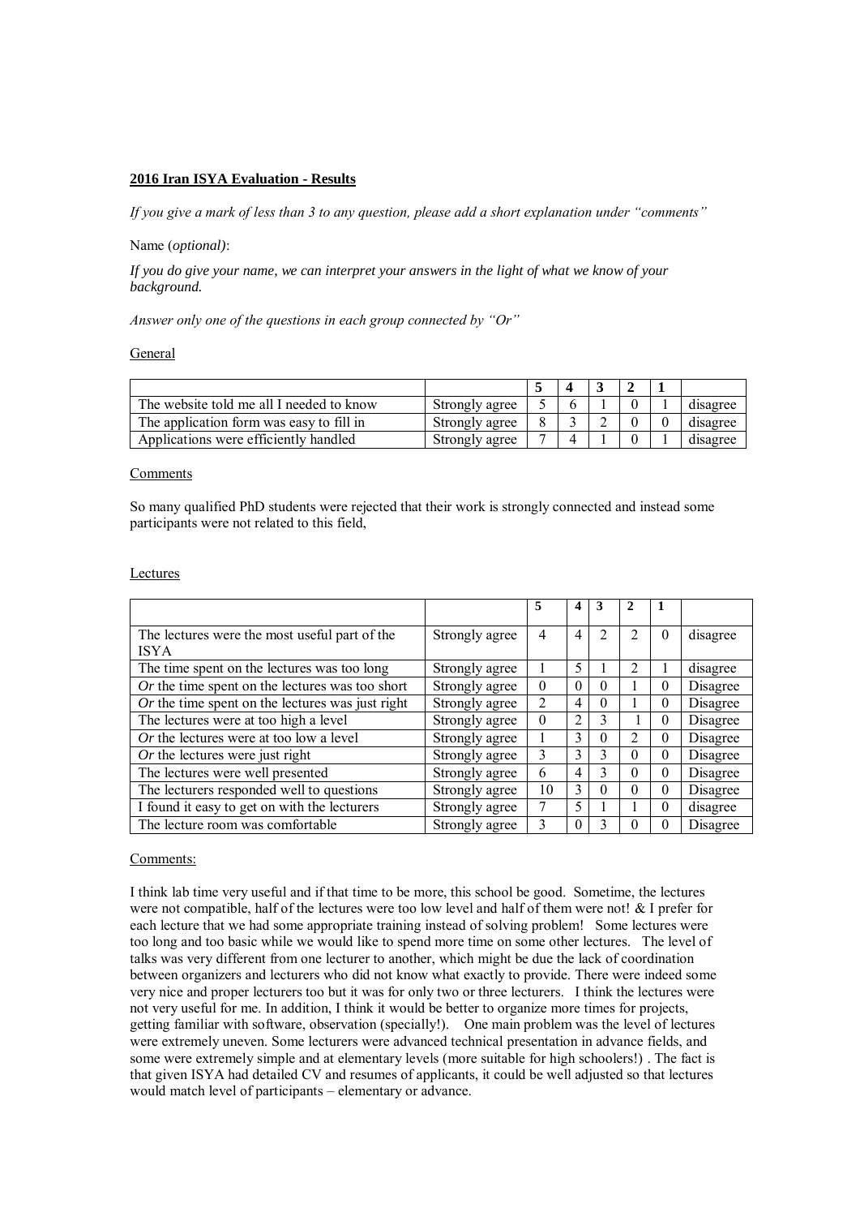**2016 Iran ISYA Evaluation - Results**

*If you give a mark of less than 3 to any question, please add a short explanation under "comments"*

Name (*optional)*:

*If you do give your name, we can interpret your answers in the light of what we know of your background.*

*Answer only one of the questions in each group connected by "Or"*

General

| | | 5 | 4 | 3 | 2 | 1 | |
|---|---|---|---|---|---|---|---|
| The website told me all I needed to know | Strongly agree | 5 | 6 | 1 | 0 | 1 | disagree |
| The application form was easy to fill in | Strongly agree | 8 | 3 | 2 | 0 | 0 | disagree |
| Applications were efficiently handled | Strongly agree | 7 | 4 | 1 | 0 | 1 | disagree |

Comments

So many qualified PhD students were rejected that their work is strongly connected and instead some participants were not related to this field,

Lectures

| | | 5 | 4 | 3 | 2 | 1 | |
|---|---|---|---|---|---|---|---|
| The lectures were the most useful part of the ISYA | Strongly agree | 4 | 4 | 2 | 2 | 0 | disagree |
| The time spent on the lectures was too long | Strongly agree | 1 | 5 | 1 | 2 | 1 | disagree |
| *Or* the time spent on the lectures was too short | Strongly agree | 0 | 0 | 0 | 1 | 0 | Disagree |
| *Or* the time spent on the lectures was just right | Strongly agree | 2 | 4 | 0 | 1 | 0 | Disagree |
| The lectures were at too high a level | Strongly agree | 0 | 2 | 3 | 1 | 0 | Disagree |
| *Or* the lectures were at too low a level | Strongly agree | 1 | 3 | 0 | 2 | 0 | Disagree |
| *Or* the lectures were just right | Strongly agree | 3 | 3 | 3 | 0 | 0 | Disagree |
| The lectures were well presented | Strongly agree | 6 | 4 | 3 | 0 | 0 | Disagree |
| The lecturers responded well to questions | Strongly agree | 10 | 3 | 0 | 0 | 0 | Disagree |
| I found it easy to get on with the lecturers | Strongly agree | 7 | 5 | 1 | 1 | 0 | disagree |
| The lecture room was comfortable | Strongly agree | 3 | 0 | 3 | 0 | 0 | Disagree |

Comments:

I think lab time very useful and if that time to be more, this school be good. Sometime, the lectures were not compatible, half of the lectures were too low level and half of them were not! & I prefer for each lecture that we had some appropriate training instead of solving problem! Some lectures were too long and too basic while we would like to spend more time on some other lectures. The level of talks was very different from one lecturer to another, which might be due the lack of coordination between organizers and lecturers who did not know what exactly to provide. There were indeed some very nice and proper lecturers too but it was for only two or three lecturers. I think the lectures were not very useful for me. In addition, I think it would be better to organize more times for projects, getting familiar with software, observation (specially!). One main problem was the level of lectures were extremely uneven. Some lecturers were advanced technical presentation in advance fields, and some were extremely simple and at elementary levels (more suitable for high schoolers!) . The fact is that given ISYA had detailed CV and resumes of applicants, it could be well adjusted so that lectures would match level of participants – elementary or advance.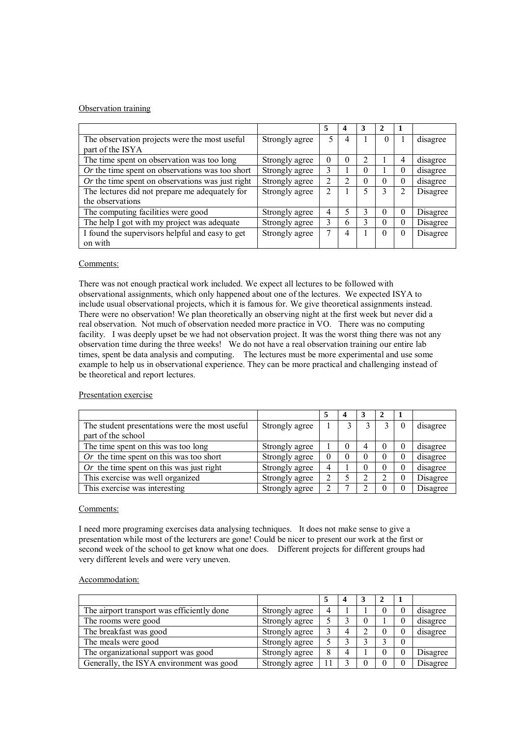Observation training

| | | 5 | 4 | 3 | 2 | 1 | |
|---|---|---|---|---|---|---|---|
| The observation projects were the most useful part of the ISYA | Strongly agree | 5 | 4 | 1 | 0 | 1 | disagree |
| The time spent on observation was too long | Strongly agree | 0 | 0 | 2 | 1 | 4 | disagree |
| *Or* the time spent on observations was too short | Strongly agree | 3 | 1 | 0 | 1 | 0 | disagree |
| *Or* the time spent on observations was just right | Strongly agree | 2 | 2 | 0 | 0 | 0 | disagree |
| The lectures did not prepare me adequately for the observations | Strongly agree | 2 | 1 | 5 | 3 | 2 | Disagree |
| The computing facilities were good | Strongly agree | 4 | 5 | 3 | 0 | 0 | Disagree |
| The help I got with my project was adequate | Strongly agree | 3 | 6 | 3 | 0 | 0 | Disagree |
| I found the supervisors helpful and easy to get on with | Strongly agree | 7 | 4 | 1 | 0 | 0 | Disagree |

Comments:

There was not enough practical work included. We expect all lectures to be followed with observational assignments, which only happened about one of the lectures. We expected ISYA to include usual observational projects, which it is famous for. We give theoretical assignments instead. There were no observation! We plan theoretically an observing night at the first week but never did a real observation. Not much of observation needed more practice in VO. There was no computing facility. I was deeply upset be we had not observation project. It was the worst thing there was not any observation time during the three weeks! We do not have a real observation training our entire lab times, spent be data analysis and computing. The lectures must be more experimental and use some example to help us in observational experience. They can be more practical and challenging instead of be theoretical and report lectures.

Presentation exercise

| | | 5 | 4 | 3 | 2 | 1 | |
|---|---|---|---|---|---|---|---|
| The student presentations were the most useful part of the school | Strongly agree | 1 | 3 | 3 | 3 | 0 | disagree |
| The time spent on this was too long | Strongly agree | 1 | 0 | 4 | 0 | 0 | disagree |
| *Or* the time spent on this was too short | Strongly agree | 0 | 0 | 0 | 0 | 0 | disagree |
| *Or* the time spent on this was just right | Strongly agree | 4 | 1 | 0 | 0 | 0 | disagree |
| This exercise was well organized | Strongly agree | 2 | 5 | 2 | 2 | 0 | Disagree |
| This exercise was interesting | Strongly agree | 2 | 7 | 2 | 0 | 0 | Disagree |

Comments:

I need more programing exercises data analysing techniques. It does not make sense to give a presentation while most of the lecturers are gone! Could be nicer to present our work at the first or second week of the school to get know what one does. Different projects for different groups had very different levels and were very uneven.

Accommodation:

| | | 5 | 4 | 3 | 2 | 1 | |
|---|---|---|---|---|---|---|---|
| The airport transport was efficiently done | Strongly agree | 4 | 1 | 1 | 0 | 0 | disagree |
| The rooms were good | Strongly agree | 5 | 3 | 0 | 1 | 0 | disagree |
| The breakfast was good | Strongly agree | 3 | 4 | 2 | 0 | 0 | disagree |
| The meals were good | Strongly agree | 5 | 3 | 3 | 3 | 0 | |
| The organizational support was good | Strongly agree | 8 | 4 | 1 | 0 | 0 | Disagree |
| Generally, the ISYA environment was good | Strongly agree | 11 | 3 | 0 | 0 | 0 | Disagree |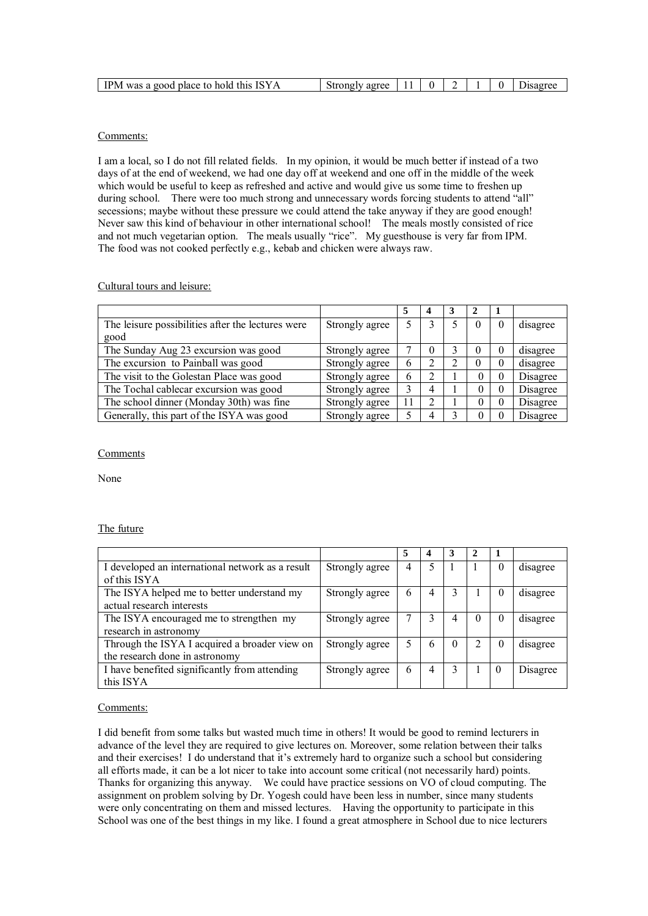| | | | | | | | |
|---|---|---|---|---|---|---|---|
| IPM was a good place to hold this ISYA | Strongly agree | 11 | 0 | 2 | 1 | 0 | Disagree |

Comments:

I am a local, so I do not fill related fields. In my opinion, it would be much better if instead of a two days of at the end of weekend, we had one day off at weekend and one off in the middle of the week which would be useful to keep as refreshed and active and would give us some time to freshen up during school. There were too much strong and unnecessary words forcing students to attend "all" secessions; maybe without these pressure we could attend the take anyway if they are good enough! Never saw this kind of behaviour in other international school! The meals mostly consisted of rice and not much vegetarian option. The meals usually "rice". My guesthouse is very far from IPM. The food was not cooked perfectly e.g., kebab and chicken were always raw.

Cultural tours and leisure:

| | | 5 | 4 | 3 | 2 | 1 | |
|---|---|---|---|---|---|---|---|
| The leisure possibilities after the lectures were good | Strongly agree | 5 | 3 | 5 | 0 | 0 | disagree |
| The Sunday Aug 23 excursion was good | Strongly agree | 7 | 0 | 3 | 0 | 0 | disagree |
| The excursion to Painball was good | Strongly agree | 6 | 2 | 2 | 0 | 0 | disagree |
| The visit to the Golestan Place was good | Strongly agree | 6 | 2 | 1 | 0 | 0 | Disagree |
| The Tochal cablecar excursion was good | Strongly agree | 3 | 4 | 1 | 0 | 0 | Disagree |
| The school dinner (Monday 30th) was fine | Strongly agree | 11 | 2 | 1 | 0 | 0 | Disagree |
| Generally, this part of the ISYA was good | Strongly agree | 5 | 4 | 3 | 0 | 0 | Disagree |

Comments

None

The future

| | | 5 | 4 | 3 | 2 | 1 | |
|---|---|---|---|---|---|---|---|
| I developed an international network as a result of this ISYA | Strongly agree | 4 | 5 | 1 | 1 | 0 | disagree |
| The ISYA helped me to better understand my actual research interests | Strongly agree | 6 | 4 | 3 | 1 | 0 | disagree |
| The ISYA encouraged me to strengthen my research in astronomy | Strongly agree | 7 | 3 | 4 | 0 | 0 | disagree |
| Through the ISYA I acquired a broader view on the research done in astronomy | Strongly agree | 5 | 6 | 0 | 2 | 0 | disagree |
| I have benefited significantly from attending this ISYA | Strongly agree | 6 | 4 | 3 | 1 | 0 | Disagree |

Comments:

I did benefit from some talks but wasted much time in others! It would be good to remind lecturers in advance of the level they are required to give lectures on. Moreover, some relation between their talks and their exercises! I do understand that it's extremely hard to organize such a school but considering all efforts made, it can be a lot nicer to take into account some critical (not necessarily hard) points. Thanks for organizing this anyway. We could have practice sessions on VO of cloud computing. The assignment on problem solving by Dr. Yogesh could have been less in number, since many students were only concentrating on them and missed lectures. Having the opportunity to participate in this School was one of the best things in my like. I found a great atmosphere in School due to nice lecturers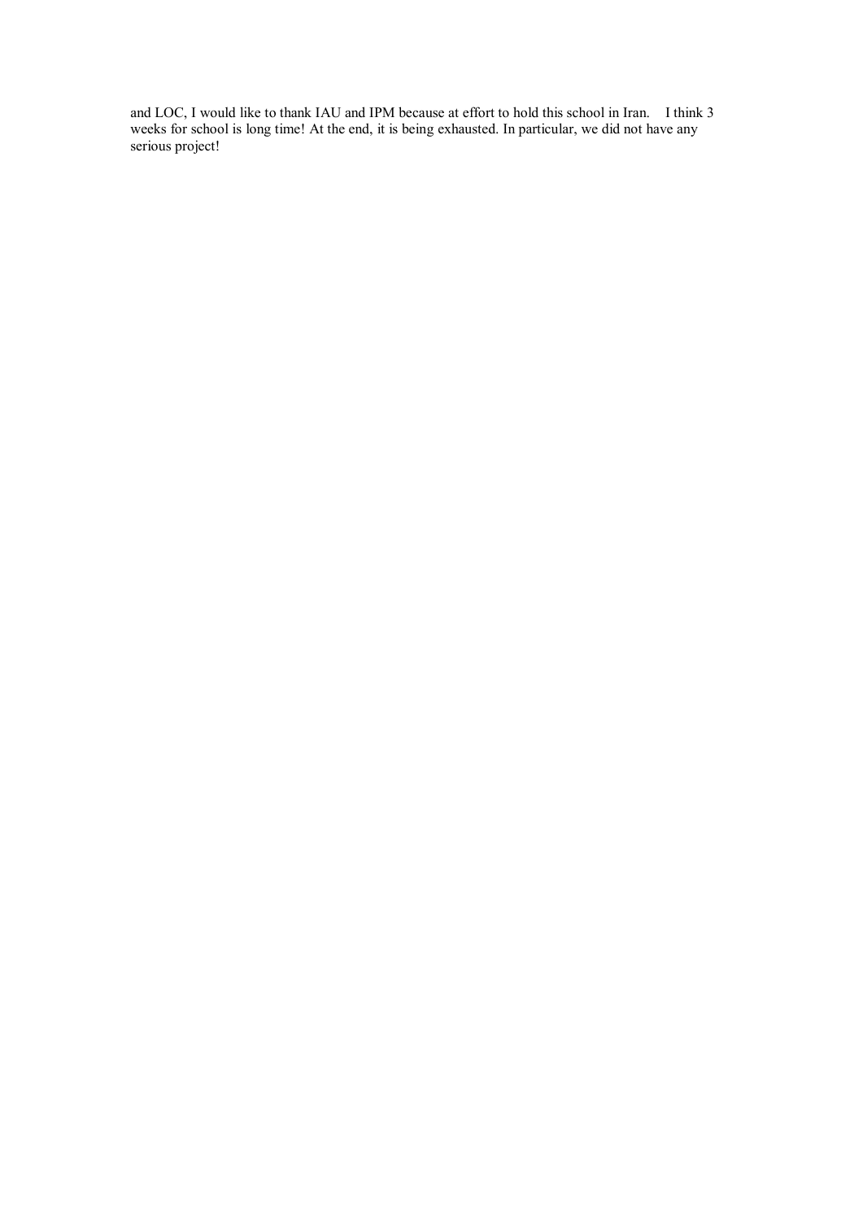and LOC, I would like to thank IAU and IPM because at effort to hold this school in Iran.   I think 3 weeks for school is long time! At the end, it is being exhausted. In particular, we did not have any serious project!